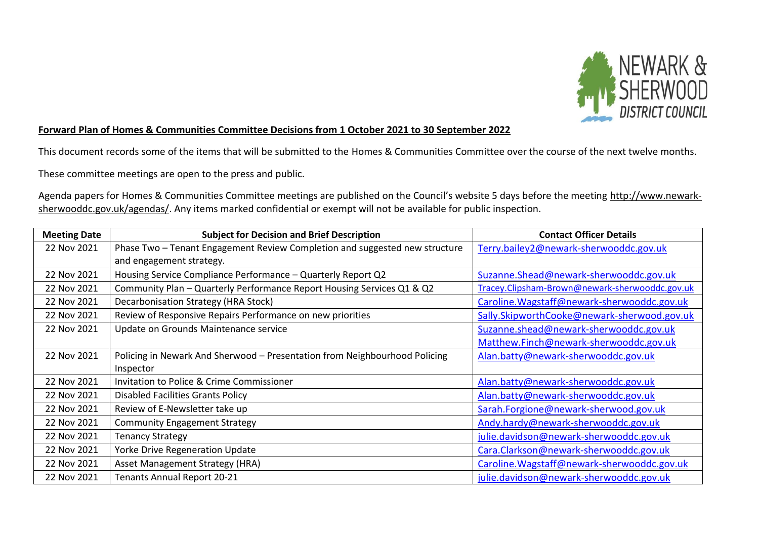**Forward Plan of Homes & Communities Committee Decisions from 1 October 2021 to 30 September 2022**

This document records some of the items that will be submitted to the Homes & Communities Committee over the course of the next twelve months.

These committee meetings are open to the press and public.

Agenda papers for Homes & Communities Committee meetings are published on the Council's website 5 days before the meeting http://www.newark-sherwooddc.gov.uk/agendas/. Any items marked confidential or exempt will not be available for public inspection.

| Meeting Date | Subject for Decision and Brief Description | Contact Officer Details |
|---|---|---|
| 22 Nov 2021 | Phase Two – Tenant Engagement Review Completion and suggested new structure and engagement strategy. | Terry.bailey2@newark-sherwooddc.gov.uk |
| 22 Nov 2021 | Housing Service Compliance Performance – Quarterly Report Q2 | Suzanne.Shead@newark-sherwooddc.gov.uk |
| 22 Nov 2021 | Community Plan – Quarterly Performance Report Housing Services Q1 & Q2 | Tracey.Clipsham-Brown@newark-sherwooddc.gov.uk |
| 22 Nov 2021 | Decarbonisation Strategy (HRA Stock) | Caroline.Wagstaff@newark-sherwooddc.gov.uk |
| 22 Nov 2021 | Review of Responsive Repairs Performance on new priorities | Sally.SkipworthCooke@newark-sherwood.gov.uk |
| 22 Nov 2021 | Update on Grounds Maintenance service | Suzanne.shead@newark-sherwooddc.gov.uk Matthew.Finch@newark-sherwooddc.gov.uk |
| 22 Nov 2021 | Policing in Newark And Sherwood – Presentation from Neighbourhood Policing Inspector | Alan.batty@newark-sherwooddc.gov.uk |
| 22 Nov 2021 | Invitation to Police & Crime Commissioner | Alan.batty@newark-sherwooddc.gov.uk |
| 22 Nov 2021 | Disabled Facilities Grants Policy | Alan.batty@newark-sherwooddc.gov.uk |
| 22 Nov 2021 | Review of E-Newsletter take up | Sarah.Forgione@newark-sherwood.gov.uk |
| 22 Nov 2021 | Community Engagement Strategy | Andy.hardy@newark-sherwooddc.gov.uk |
| 22 Nov 2021 | Tenancy Strategy | julie.davidson@newark-sherwooddc.gov.uk |
| 22 Nov 2021 | Yorke Drive Regeneration Update | Cara.Clarkson@newark-sherwooddc.gov.uk |
| 22 Nov 2021 | Asset Management Strategy (HRA) | Caroline.Wagstaff@newark-sherwooddc.gov.uk |
| 22 Nov 2021 | Tenants Annual Report 20-21 | julie.davidson@newark-sherwooddc.gov.uk |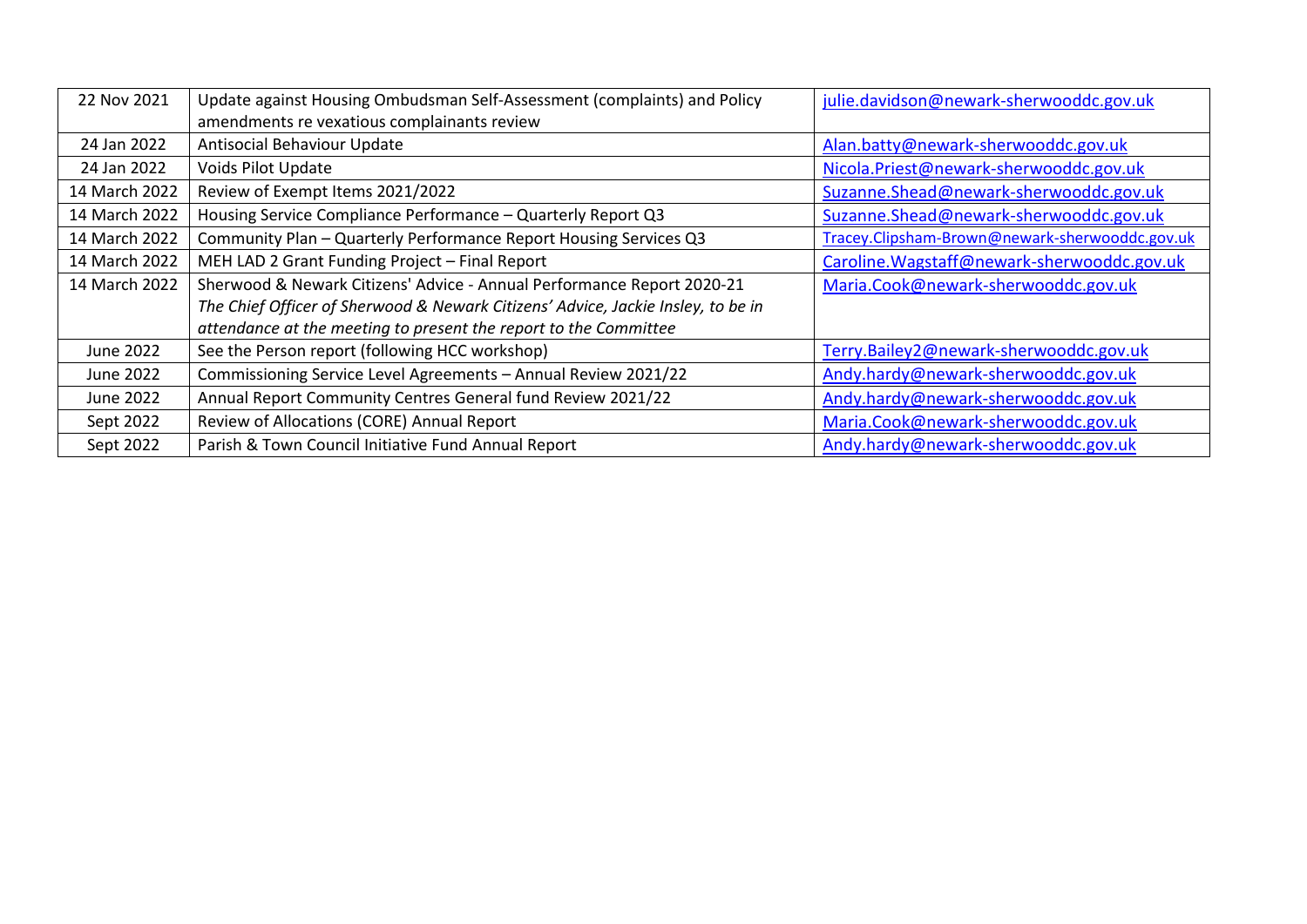| | | |
|---|---|---|
| 22 Nov 2021 | Update against Housing Ombudsman Self-Assessment (complaints) and Policy amendments re vexatious complainants review | julie.davidson@newark-sherwooddc.gov.uk |
| 24 Jan 2022 | Antisocial Behaviour Update | Alan.batty@newark-sherwooddc.gov.uk |
| 24 Jan 2022 | Voids Pilot Update | Nicola.Priest@newark-sherwooddc.gov.uk |
| 14 March 2022 | Review of Exempt Items 2021/2022 | Suzanne.Shead@newark-sherwooddc.gov.uk |
| 14 March 2022 | Housing Service Compliance Performance – Quarterly Report Q3 | Suzanne.Shead@newark-sherwooddc.gov.uk |
| 14 March 2022 | Community Plan – Quarterly Performance Report Housing Services Q3 | Tracey.Clipsham-Brown@newark-sherwooddc.gov.uk |
| 14 March 2022 | MEH LAD 2 Grant Funding Project – Final Report | Caroline.Wagstaff@newark-sherwooddc.gov.uk |
| 14 March 2022 | Sherwood & Newark Citizens' Advice - Annual Performance Report 2020-21 *The Chief Officer of Sherwood & Newark Citizens' Advice, Jackie Insley, to be in attendance at the meeting to present the report to the Committee* | Maria.Cook@newark-sherwooddc.gov.uk |
| June 2022 | See the Person report (following HCC workshop) | Terry.Bailey2@newark-sherwooddc.gov.uk |
| June 2022 | Commissioning Service Level Agreements – Annual Review 2021/22 | Andy.hardy@newark-sherwooddc.gov.uk |
| June 2022 | Annual Report Community Centres General fund Review 2021/22 | Andy.hardy@newark-sherwooddc.gov.uk |
| Sept 2022 | Review of Allocations (CORE) Annual Report | Maria.Cook@newark-sherwooddc.gov.uk |
| Sept 2022 | Parish & Town Council Initiative Fund Annual Report | Andy.hardy@newark-sherwooddc.gov.uk |